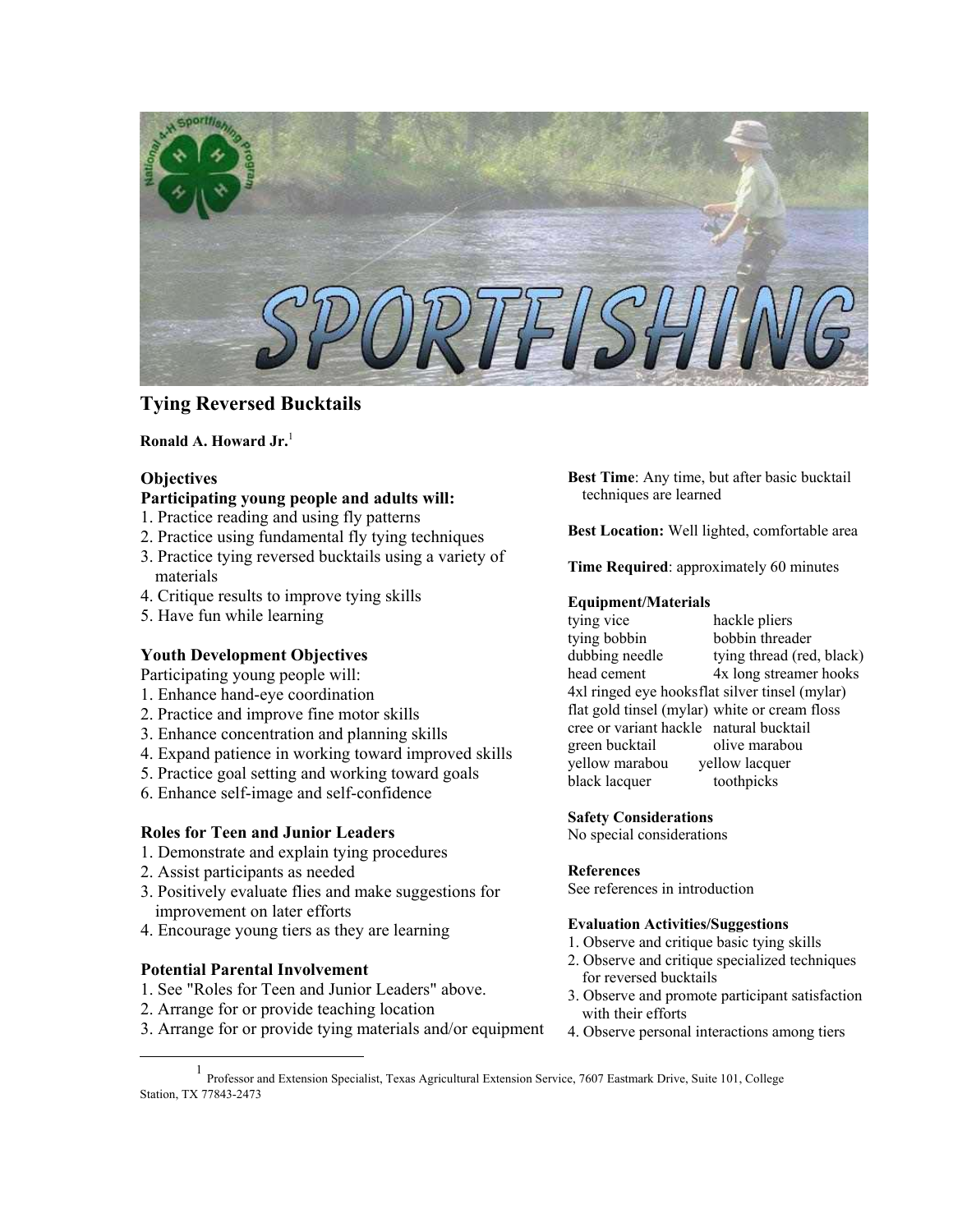# Tying Reversed Bucktails

**Ronald A. Howard Jr.**[1]

## Objectives

**Participating young people and adults will:**

1. Practice reading and using fly patterns
2. Practice using fundamental fly tying techniques
3. Practice tying reversed bucktails using a variety of materials
4. Critique results to improve tying skills
5. Have fun while learning

## Youth Development Objectives

Participating young people will:

1. Enhance hand-eye coordination
2. Practice and improve fine motor skills
3. Enhance concentration and planning skills
4. Expand patience in working toward improved skills
5. Practice goal setting and working toward goals
6. Enhance self-image and self-confidence

## Roles for Teen and Junior Leaders

1. Demonstrate and explain tying procedures
2. Assist participants as needed
3. Positively evaluate flies and make suggestions for improvement on later efforts
4. Encourage young tiers as they are learning

## Potential Parental Involvement

1. See "Roles for Teen and Junior Leaders" above.
2. Arrange for or provide teaching location
3. Arrange for or provide tying materials and/or equipment

**Best Time**: Any time, but after basic bucktail techniques are learned

**Best Location:** Well lighted, comfortable area

**Time Required**: approximately 60 minutes

### Equipment/Materials

| | |
|---|---|
| tying vice | hackle pliers |
| tying bobbin | bobbin threader |
| dubbing needle | tying thread (red, black) |
| head cement | 4x long streamer hooks |
| 4xl ringed eye hooks | flat silver tinsel (mylar) |
| flat gold tinsel (mylar) | white or cream floss |
| cree or variant hackle | natural bucktail |
| green bucktail | olive marabou |
| yellow marabou | yellow lacquer |
| black lacquer | toothpicks |

### Safety Considerations

No special considerations

### References

See references in introduction

### Evaluation Activities/Suggestions

1. Observe and critique basic tying skills
2. Observe and critique specialized techniques for reversed bucktails
3. Observe and promote participant satisfaction with their efforts
4. Observe personal interactions among tiers

[1] Professor and Extension Specialist, Texas Agricultural Extension Service, 7607 Eastmark Drive, Suite 101, College Station, TX 77843-2473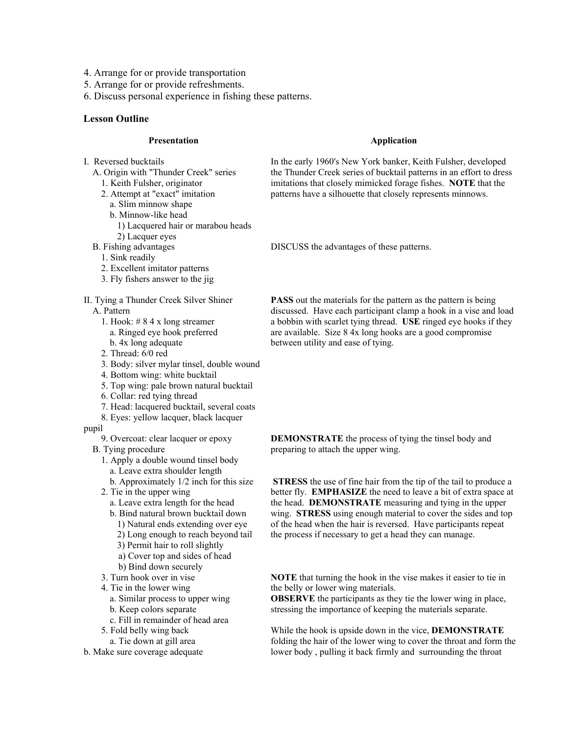4. Arrange for or provide transportation
5. Arrange for or provide refreshments.
6. Discuss personal experience in fishing these patterns.

**Lesson Outline**

| Presentation | Application |
|---|---|
| I. Reversed bucktails<br>A. Origin with "Thunder Creek" series<br>1. Keith Fulsher, originator<br>2. Attempt at "exact" imitation<br>a. Slim minnow shape<br>b. Minnow-like head<br>1) Lacquered hair or marabou heads<br>2) Lacquer eyes | In the early 1960's New York banker, Keith Fulsher, developed the Thunder Creek series of bucktail patterns in an effort to dress imitations that closely mimicked forage fishes. **NOTE** that the patterns have a silhouette that closely represents minnows. |
| B. Fishing advantages<br>1. Sink readily<br>2. Excellent imitator patterns<br>3. Fly fishers answer to the jig | DISCUSS the advantages of these patterns. |
| II. Tying a Thunder Creek Silver Shiner<br>A. Pattern<br>1. Hook: # 8 4 x long streamer<br>a. Ringed eye hook preferred<br>b. 4x long adequate<br>2. Thread: 6/0 red<br>3. Body: silver mylar tinsel, double wound<br>4. Bottom wing: white bucktail<br>5. Top wing: pale brown natural bucktail<br>6. Collar: red tying thread<br>7. Head: lacquered bucktail, several coats<br>8. Eyes: yellow lacquer, black lacquer pupil | **PASS** out the materials for the pattern as the pattern is being discussed. Have each participant clamp a hook in a vise and load a bobbin with scarlet tying thread. **USE** ringed eye hooks if they are available. Size 8 4x long hooks are a good compromise between utility and ease of tying. |
| 9. Overcoat: clear lacquer or epoxy<br>B. Tying procedure<br>1. Apply a double wound tinsel body<br>a. Leave extra shoulder length<br>b. Approximately 1/2 inch for this size | **DEMONSTRATE** the process of tying the tinsel body and preparing to attach the upper wing. |
| 2. Tie in the upper wing<br>a. Leave extra length for the head<br>b. Bind natural brown bucktail down<br>1) Natural ends extending over eye<br>2) Long enough to reach beyond tail<br>3) Permit hair to roll slightly<br>a) Cover top and sides of head<br>b) Bind down securely | **STRESS** the use of fine hair from the tip of the tail to produce a better fly. **EMPHASIZE** the need to leave a bit of extra space at the head. **DEMONSTRATE** measuring and tying in the upper wing. **STRESS** using enough material to cover the sides and top of the head when the hair is reversed. Have participants repeat the process if necessary to get a head they can manage. |
| 3. Turn hook over in vise<br>4. Tie in the lower wing<br>a. Similar process to upper wing<br>b. Keep colors separate<br>c. Fill in remainder of head area | **NOTE** that turning the hook in the vise makes it easier to tie in the belly or lower wing materials.<br>**OBSERVE** the participants as they tie the lower wing in place, stressing the importance of keeping the materials separate. |
| 5. Fold belly wing back<br>a. Tie down at gill area<br>b. Make sure coverage adequate | While the hook is upside down in the vice, **DEMONSTRATE** folding the hair of the lower wing to cover the throat and form the lower body , pulling it back firmly and surrounding the throat |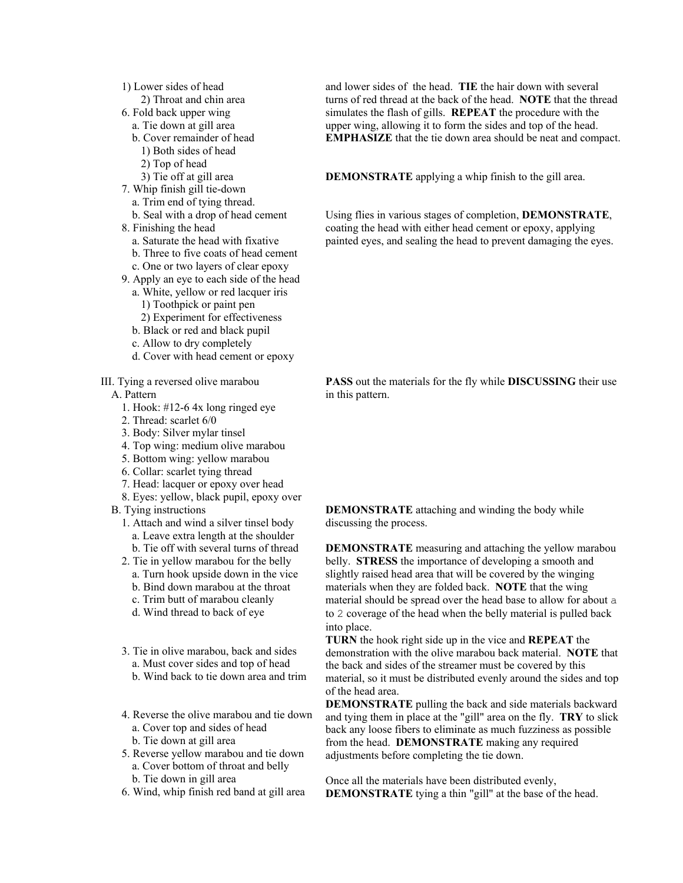1) Lower sides of head
   2) Throat and chin area
6. Fold back upper wing
   a. Tie down at gill area
   b. Cover remainder of head
      1) Both sides of head
      2) Top of head
      3) Tie off at gill area
7. Whip finish gill tie-down
   a. Trim end of tying thread.
   b. Seal with a drop of head cement
8. Finishing the head
   a. Saturate the head with fixative
   b. Three to five coats of head cement
   c. One or two layers of clear epoxy
9. Apply an eye to each side of the head
   a. White, yellow or red lacquer iris
      1) Toothpick or paint pen
      2) Experiment for effectiveness
   b. Black or red and black pupil
   c. Allow to dry completely
   d. Cover with head cement or epoxy

and lower sides of the head. **TIE** the hair down with several turns of red thread at the back of the head. **NOTE** that the thread simulates the flash of gills. **REPEAT** the procedure with the upper wing, allowing it to form the sides and top of the head. **EMPHASIZE** that the tie down area should be neat and compact.

**DEMONSTRATE** applying a whip finish to the gill area.

Using flies in various stages of completion, **DEMONSTRATE**, coating the head with either head cement or epoxy, applying painted eyes, and sealing the head to prevent damaging the eyes.

III. Tying a reversed olive marabou

A. Pattern
1. Hook: #12-6 4x long ringed eye
2. Thread: scarlet 6/0
3. Body: Silver mylar tinsel
4. Top wing: medium olive marabou
5. Bottom wing: yellow marabou
6. Collar: scarlet tying thread
7. Head: lacquer or epoxy over head
8. Eyes: yellow, black pupil, epoxy over

**PASS** out the materials for the fly while **DISCUSSING** their use in this pattern.

B. Tying instructions
1. Attach and wind a silver tinsel body
   a. Leave extra length at the shoulder
   b. Tie off with several turns of thread

**DEMONSTRATE** attaching and winding the body while discussing the process.

2. Tie in yellow marabou for the belly
   a. Turn hook upside down in the vice
   b. Bind down marabou at the throat
   c. Trim butt of marabou cleanly
   d. Wind thread to back of eye

**DEMONSTRATE** measuring and attaching the yellow marabou belly. **STRESS** the importance of developing a smooth and slightly raised head area that will be covered by the winging materials when they are folded back. **NOTE** that the wing material should be spread over the head base to allow for about a to 2 coverage of the head when the belly material is pulled back into place.

3. Tie in olive marabou, back and sides
   a. Must cover sides and top of head
   b. Wind back to tie down area and trim

**TURN** the hook right side up in the vice and **REPEAT** the demonstration with the olive marabou back material. **NOTE** that the back and sides of the streamer must be covered by this material, so it must be distributed evenly around the sides and top of the head area.

4. Reverse the olive marabou and tie down
   a. Cover top and sides of head
   b. Tie down at gill area
5. Reverse yellow marabou and tie down
   a. Cover bottom of throat and belly
   b. Tie down in gill area

**DEMONSTRATE** pulling the back and side materials backward and tying them in place at the "gill" area on the fly. **TRY** to slick back any loose fibers to eliminate as much fuzziness as possible from the head. **DEMONSTRATE** making any required adjustments before completing the tie down.

6. Wind, whip finish red band at gill area

Once all the materials have been distributed evenly, **DEMONSTRATE** tying a thin "gill" at the base of the head.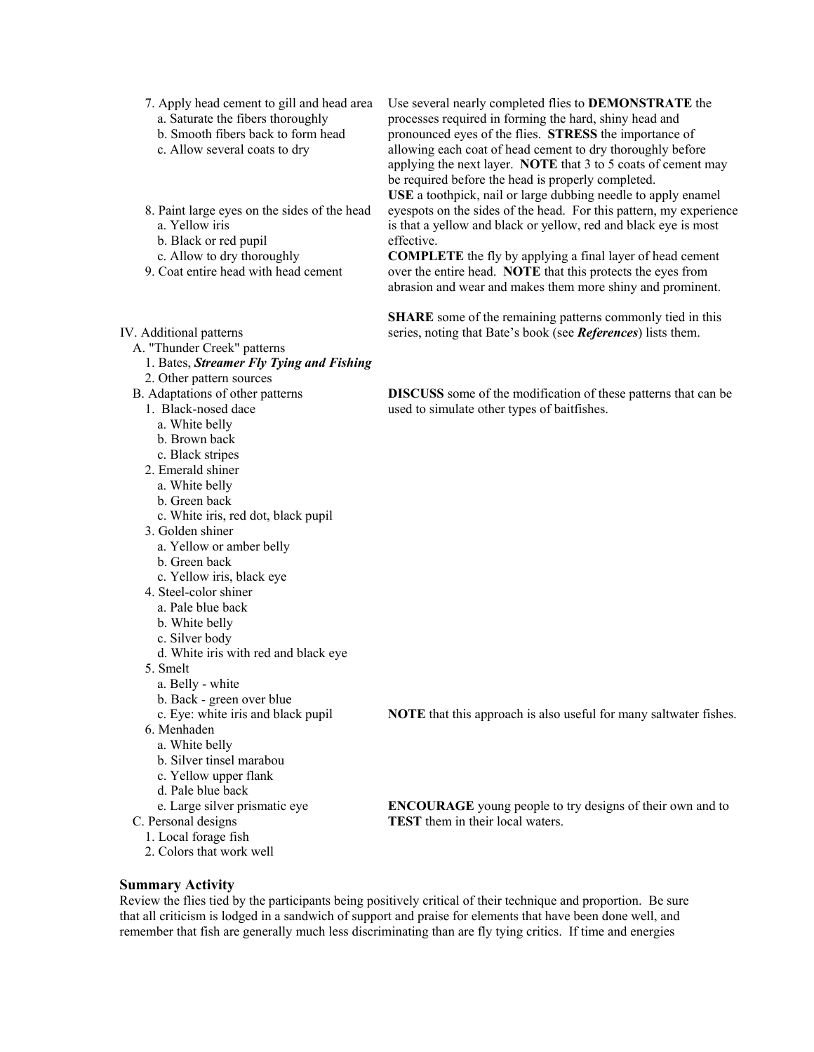7. Apply head cement to gill and head area
   a. Saturate the fibers thoroughly
   b. Smooth fibers back to form head
   c. Allow several coats to dry

Use several nearly completed flies to **DEMONSTRATE** the processes required in forming the hard, shiny head and pronounced eyes of the flies. **STRESS** the importance of allowing each coat of head cement to dry thoroughly before applying the next layer. **NOTE** that 3 to 5 coats of cement may be required before the head is properly completed.

8. Paint large eyes on the sides of the head
   a. Yellow iris
   b. Black or red pupil
   c. Allow to dry thoroughly
9. Coat entire head with head cement

**USE** a toothpick, nail or large dubbing needle to apply enamel eyespots on the sides of the head. For this pattern, my experience is that a yellow and black or yellow, red and black eye is most effective.

**COMPLETE** the fly by applying a final layer of head cement over the entire head. **NOTE** that this protects the eyes from abrasion and wear and makes them more shiny and prominent.

IV. Additional patterns
   A. "Thunder Creek" patterns
      1. Bates, ***Streamer Fly Tying and Fishing***
      2. Other pattern sources

**SHARE** some of the remaining patterns commonly tied in this series, noting that Bate's book (see ***References***) lists them.

   B. Adaptations of other patterns
      1. Black-nosed dace
         a. White belly
         b. Brown back
         c. Black stripes
      2. Emerald shiner
         a. White belly
         b. Green back
         c. White iris, red dot, black pupil
      3. Golden shiner
         a. Yellow or amber belly
         b. Green back
         c. Yellow iris, black eye
      4. Steel-color shiner
         a. Pale blue back
         b. White belly
         c. Silver body
         d. White iris with red and black eye
      5. Smelt
         a. Belly - white
         b. Back - green over blue
         c. Eye: white iris and black pupil
      6. Menhaden
         a. White belly
         b. Silver tinsel marabou
         c. Yellow upper flank
         d. Pale blue back
         e. Large silver prismatic eye

**DISCUSS** some of the modification of these patterns that can be used to simulate other types of baitfishes.

**NOTE** that this approach is also useful for many saltwater fishes.

   C. Personal designs
      1. Local forage fish
      2. Colors that work well

**ENCOURAGE** young people to try designs of their own and to **TEST** them in their local waters.

### Summary Activity

Review the flies tied by the participants being positively critical of their technique and proportion. Be sure that all criticism is lodged in a sandwich of support and praise for elements that have been done well, and remember that fish are generally much less discriminating than are fly tying critics. If time and energies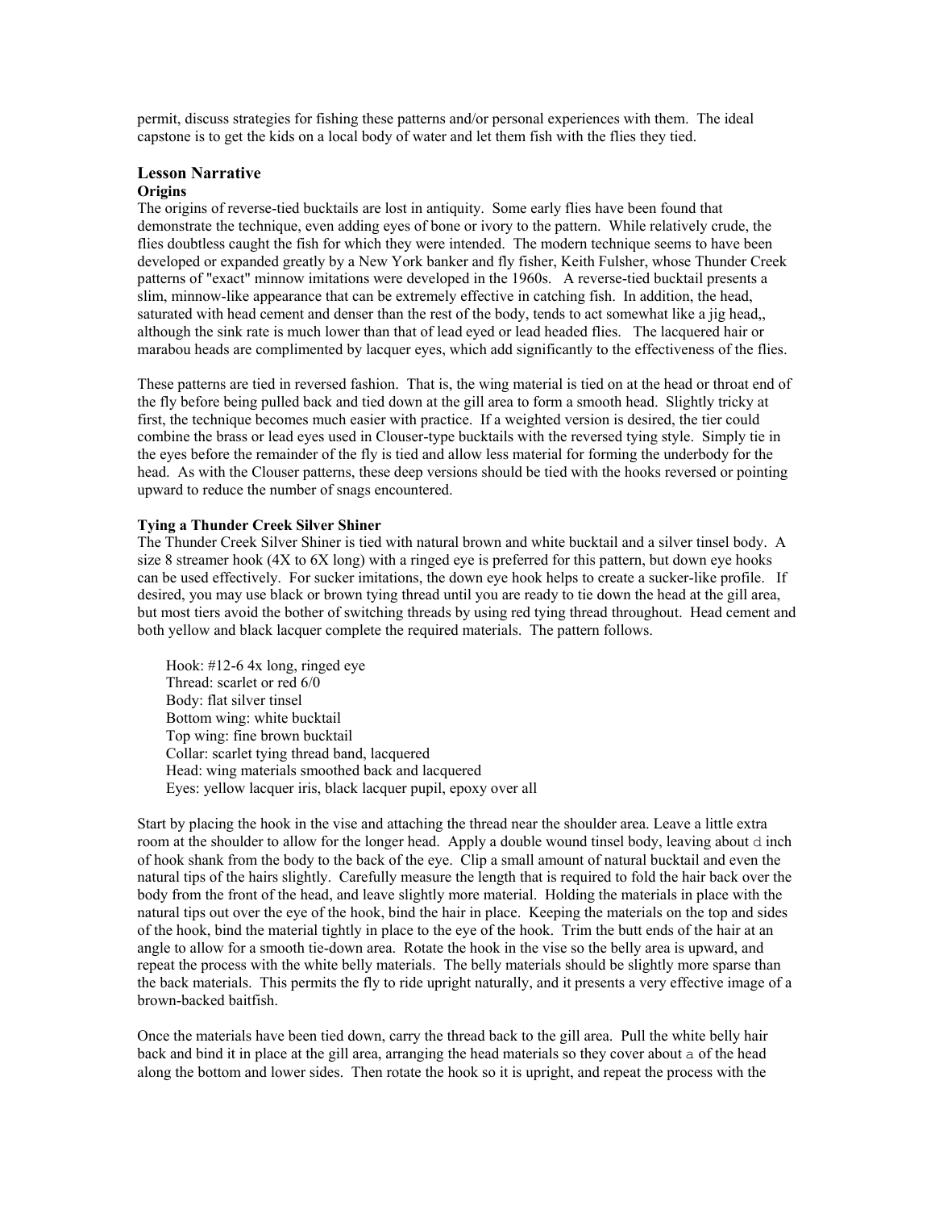permit, discuss strategies for fishing these patterns and/or personal experiences with them. The ideal capstone is to get the kids on a local body of water and let them fish with the flies they tied.

## Lesson Narrative

### Origins

The origins of reverse-tied bucktails are lost in antiquity. Some early flies have been found that demonstrate the technique, even adding eyes of bone or ivory to the pattern. While relatively crude, the flies doubtless caught the fish for which they were intended. The modern technique seems to have been developed or expanded greatly by a New York banker and fly fisher, Keith Fulsher, whose Thunder Creek patterns of "exact" minnow imitations were developed in the 1960s. A reverse-tied bucktail presents a slim, minnow-like appearance that can be extremely effective in catching fish. In addition, the head, saturated with head cement and denser than the rest of the body, tends to act somewhat like a jig head,, although the sink rate is much lower than that of lead eyed or lead headed flies. The lacquered hair or marabou heads are complimented by lacquer eyes, which add significantly to the effectiveness of the flies.

These patterns are tied in reversed fashion. That is, the wing material is tied on at the head or throat end of the fly before being pulled back and tied down at the gill area to form a smooth head. Slightly tricky at first, the technique becomes much easier with practice. If a weighted version is desired, the tier could combine the brass or lead eyes used in Clouser-type bucktails with the reversed tying style. Simply tie in the eyes before the remainder of the fly is tied and allow less material for forming the underbody for the head. As with the Clouser patterns, these deep versions should be tied with the hooks reversed or pointing upward to reduce the number of snags encountered.

### Tying a Thunder Creek Silver Shiner

The Thunder Creek Silver Shiner is tied with natural brown and white bucktail and a silver tinsel body. A size 8 streamer hook (4X to 6X long) with a ringed eye is preferred for this pattern, but down eye hooks can be used effectively. For sucker imitations, the down eye hook helps to create a sucker-like profile. If desired, you may use black or brown tying thread until you are ready to tie down the head at the gill area, but most tiers avoid the bother of switching threads by using red tying thread throughout. Head cement and both yellow and black lacquer complete the required materials. The pattern follows.

Hook: #12-6 4x long, ringed eye
Thread: scarlet or red 6/0
Body: flat silver tinsel
Bottom wing: white bucktail
Top wing: fine brown bucktail
Collar: scarlet tying thread band, lacquered
Head: wing materials smoothed back and lacquered
Eyes: yellow lacquer iris, black lacquer pupil, epoxy over all

Start by placing the hook in the vise and attaching the thread near the shoulder area. Leave a little extra room at the shoulder to allow for the longer head. Apply a double wound tinsel body, leaving about d inch of hook shank from the body to the back of the eye. Clip a small amount of natural bucktail and even the natural tips of the hairs slightly. Carefully measure the length that is required to fold the hair back over the body from the front of the head, and leave slightly more material. Holding the materials in place with the natural tips out over the eye of the hook, bind the hair in place. Keeping the materials on the top and sides of the hook, bind the material tightly in place to the eye of the hook. Trim the butt ends of the hair at an angle to allow for a smooth tie-down area. Rotate the hook in the vise so the belly area is upward, and repeat the process with the white belly materials. The belly materials should be slightly more sparse than the back materials. This permits the fly to ride upright naturally, and it presents a very effective image of a brown-backed baitfish.

Once the materials have been tied down, carry the thread back to the gill area. Pull the white belly hair back and bind it in place at the gill area, arranging the head materials so they cover about a of the head along the bottom and lower sides. Then rotate the hook so it is upright, and repeat the process with the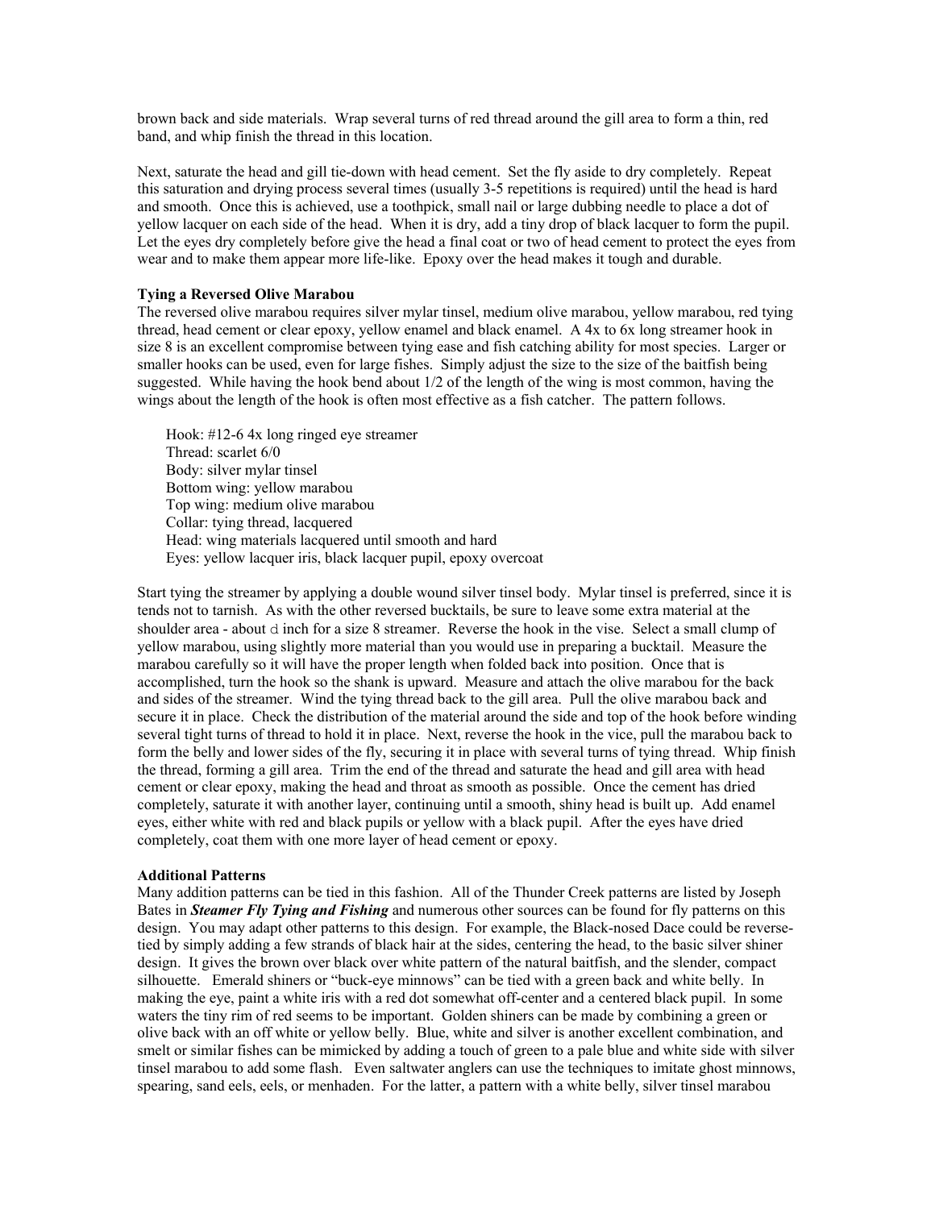brown back and side materials. Wrap several turns of red thread around the gill area to form a thin, red band, and whip finish the thread in this location.

Next, saturate the head and gill tie-down with head cement. Set the fly aside to dry completely. Repeat this saturation and drying process several times (usually 3-5 repetitions is required) until the head is hard and smooth. Once this is achieved, use a toothpick, small nail or large dubbing needle to place a dot of yellow lacquer on each side of the head. When it is dry, add a tiny drop of black lacquer to form the pupil. Let the eyes dry completely before give the head a final coat or two of head cement to protect the eyes from wear and to make them appear more life-like. Epoxy over the head makes it tough and durable.

**Tying a Reversed Olive Marabou**

The reversed olive marabou requires silver mylar tinsel, medium olive marabou, yellow marabou, red tying thread, head cement or clear epoxy, yellow enamel and black enamel. A 4x to 6x long streamer hook in size 8 is an excellent compromise between tying ease and fish catching ability for most species. Larger or smaller hooks can be used, even for large fishes. Simply adjust the size to the size of the baitfish being suggested. While having the hook bend about 1/2 of the length of the wing is most common, having the wings about the length of the hook is often most effective as a fish catcher. The pattern follows.

Hook: #12-6 4x long ringed eye streamer
Thread: scarlet 6/0
Body: silver mylar tinsel
Bottom wing: yellow marabou
Top wing: medium olive marabou
Collar: tying thread, lacquered
Head: wing materials lacquered until smooth and hard
Eyes: yellow lacquer iris, black lacquer pupil, epoxy overcoat

Start tying the streamer by applying a double wound silver tinsel body. Mylar tinsel is preferred, since it is tends not to tarnish. As with the other reversed bucktails, be sure to leave some extra material at the shoulder area - about d inch for a size 8 streamer. Reverse the hook in the vise. Select a small clump of yellow marabou, using slightly more material than you would use in preparing a bucktail. Measure the marabou carefully so it will have the proper length when folded back into position. Once that is accomplished, turn the hook so the shank is upward. Measure and attach the olive marabou for the back and sides of the streamer. Wind the tying thread back to the gill area. Pull the olive marabou back and secure it in place. Check the distribution of the material around the side and top of the hook before winding several tight turns of thread to hold it in place. Next, reverse the hook in the vice, pull the marabou back to form the belly and lower sides of the fly, securing it in place with several turns of tying thread. Whip finish the thread, forming a gill area. Trim the end of the thread and saturate the head and gill area with head cement or clear epoxy, making the head and throat as smooth as possible. Once the cement has dried completely, saturate it with another layer, continuing until a smooth, shiny head is built up. Add enamel eyes, either white with red and black pupils or yellow with a black pupil. After the eyes have dried completely, coat them with one more layer of head cement or epoxy.

**Additional Patterns**

Many addition patterns can be tied in this fashion. All of the Thunder Creek patterns are listed by Joseph Bates in ***Steamer Fly Tying and Fishing*** and numerous other sources can be found for fly patterns on this design. You may adapt other patterns to this design. For example, the Black-nosed Dace could be reverse-tied by simply adding a few strands of black hair at the sides, centering the head, to the basic silver shiner design. It gives the brown over black over white pattern of the natural baitfish, and the slender, compact silhouette. Emerald shiners or "buck-eye minnows" can be tied with a green back and white belly. In making the eye, paint a white iris with a red dot somewhat off-center and a centered black pupil. In some waters the tiny rim of red seems to be important. Golden shiners can be made by combining a green or olive back with an off white or yellow belly. Blue, white and silver is another excellent combination, and smelt or similar fishes can be mimicked by adding a touch of green to a pale blue and white side with silver tinsel marabou to add some flash. Even saltwater anglers can use the techniques to imitate ghost minnows, spearing, sand eels, eels, or menhaden. For the latter, a pattern with a white belly, silver tinsel marabou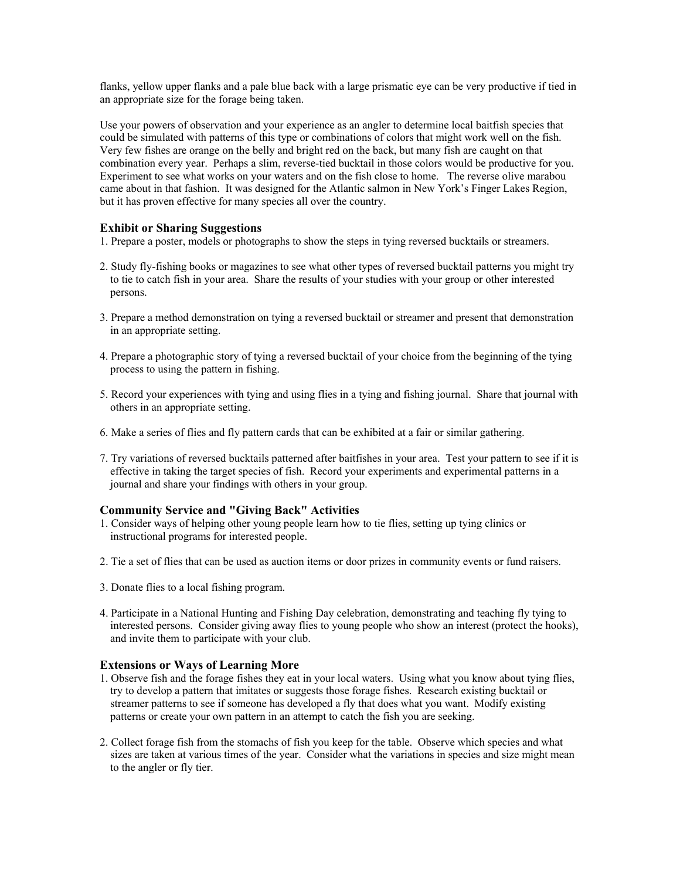flanks, yellow upper flanks and a pale blue back with a large prismatic eye can be very productive if tied in an appropriate size for the forage being taken.

Use your powers of observation and your experience as an angler to determine local baitfish species that could be simulated with patterns of this type or combinations of colors that might work well on the fish. Very few fishes are orange on the belly and bright red on the back, but many fish are caught on that combination every year. Perhaps a slim, reverse-tied bucktail in those colors would be productive for you. Experiment to see what works on your waters and on the fish close to home. The reverse olive marabou came about in that fashion. It was designed for the Atlantic salmon in New York's Finger Lakes Region, but it has proven effective for many species all over the country.

### Exhibit or Sharing Suggestions

1. Prepare a poster, models or photographs to show the steps in tying reversed bucktails or streamers.

2. Study fly-fishing books or magazines to see what other types of reversed bucktail patterns you might try to tie to catch fish in your area. Share the results of your studies with your group or other interested persons.

3. Prepare a method demonstration on tying a reversed bucktail or streamer and present that demonstration in an appropriate setting.

4. Prepare a photographic story of tying a reversed bucktail of your choice from the beginning of the tying process to using the pattern in fishing.

5. Record your experiences with tying and using flies in a tying and fishing journal. Share that journal with others in an appropriate setting.

6. Make a series of flies and fly pattern cards that can be exhibited at a fair or similar gathering.

7. Try variations of reversed bucktails patterned after baitfishes in your area. Test your pattern to see if it is effective in taking the target species of fish. Record your experiments and experimental patterns in a journal and share your findings with others in your group.

### Community Service and "Giving Back" Activities

1. Consider ways of helping other young people learn how to tie flies, setting up tying clinics or instructional programs for interested people.

2. Tie a set of flies that can be used as auction items or door prizes in community events or fund raisers.

3. Donate flies to a local fishing program.

4. Participate in a National Hunting and Fishing Day celebration, demonstrating and teaching fly tying to interested persons. Consider giving away flies to young people who show an interest (protect the hooks), and invite them to participate with your club.

### Extensions or Ways of Learning More

1. Observe fish and the forage fishes they eat in your local waters. Using what you know about tying flies, try to develop a pattern that imitates or suggests those forage fishes. Research existing bucktail or streamer patterns to see if someone has developed a fly that does what you want. Modify existing patterns or create your own pattern in an attempt to catch the fish you are seeking.

2. Collect forage fish from the stomachs of fish you keep for the table. Observe which species and what sizes are taken at various times of the year. Consider what the variations in species and size might mean to the angler or fly tier.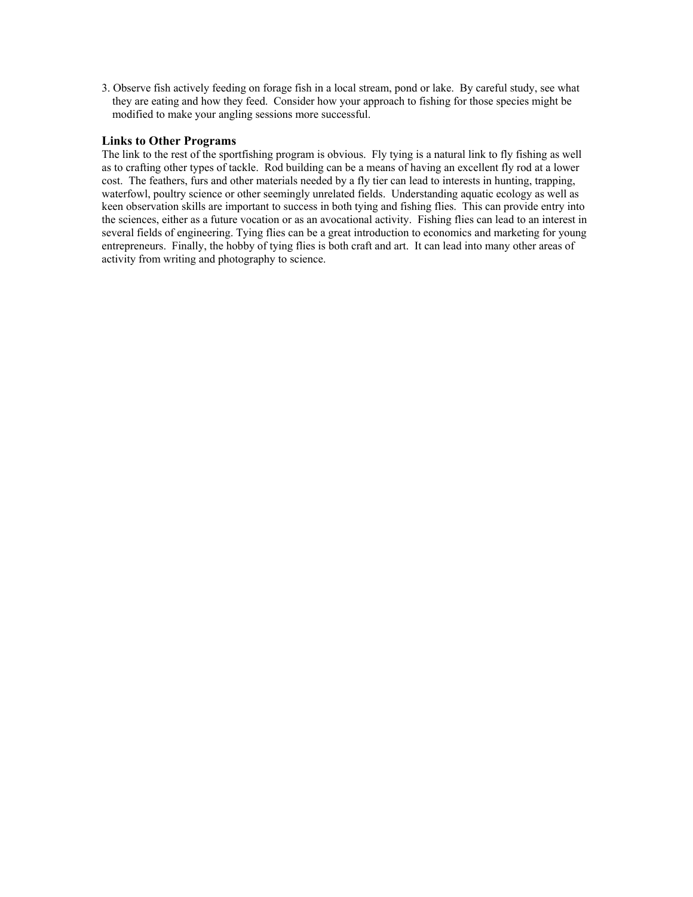3. Observe fish actively feeding on forage fish in a local stream, pond or lake. By careful study, see what they are eating and how they feed. Consider how your approach to fishing for those species might be modified to make your angling sessions more successful.

### Links to Other Programs

The link to the rest of the sportfishing program is obvious. Fly tying is a natural link to fly fishing as well as to crafting other types of tackle. Rod building can be a means of having an excellent fly rod at a lower cost. The feathers, furs and other materials needed by a fly tier can lead to interests in hunting, trapping, waterfowl, poultry science or other seemingly unrelated fields. Understanding aquatic ecology as well as keen observation skills are important to success in both tying and fishing flies. This can provide entry into the sciences, either as a future vocation or as an avocational activity. Fishing flies can lead to an interest in several fields of engineering. Tying flies can be a great introduction to economics and marketing for young entrepreneurs. Finally, the hobby of tying flies is both craft and art. It can lead into many other areas of activity from writing and photography to science.